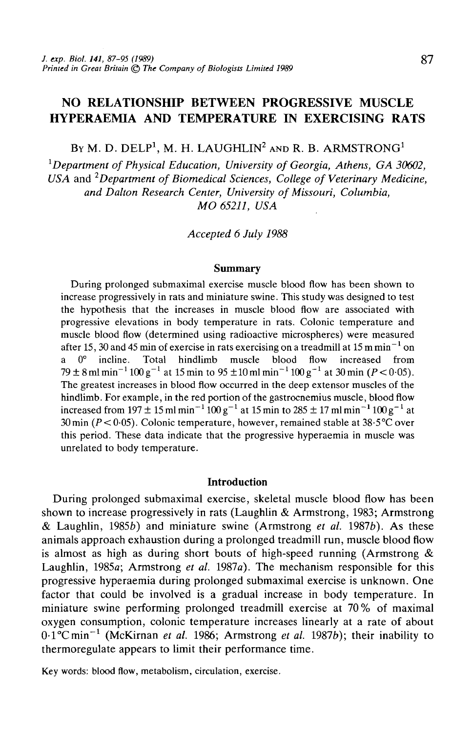# NO RELATIONSHIP BETWEEN PROGRESSIVE MUSCLE HYPERAEMIA AND TEMPERATURE IN EXERCISING RATS

BY M. D. DELP[1], M. H. LAUGHLIN[2] AND R. B. ARMSTRONG[1]

[1]*Department of Physical Education, University of Georgia, Athens, GA 30602, USA* and [2]*Department of Biomedical Sciences, College of Veterinary Medicine, and Dalton Research Center, University of Missouri, Columbia, MO 65211, USA*

*Accepted 6 July 1988*

## Summary

During prolonged submaximal exercise muscle blood flow has been shown to increase progressively in rats and miniature swine. This study was designed to test the hypothesis that the increases in muscle blood flow are associated with progressive elevations in body temperature in rats. Colonic temperature and muscle blood flow (determined using radioactive microspheres) were measured after 15, 30 and 45 min of exercise in rats exercising on a treadmill at $15\,\mathrm{m\,min^{-1}}$ on a 0° incline. Total hindlimb muscle blood flow increased from $79 \pm 8\,\mathrm{ml\,min^{-1}\,100\,g^{-1}}$ at 15 min to $95 \pm 10\,\mathrm{ml\,min^{-1}\,100\,g^{-1}}$ at 30 min ($P < 0.05$). The greatest increases in blood flow occurred in the deep extensor muscles of the hindlimb. For example, in the red portion of the gastrocnemius muscle, blood flow increased from $197 \pm 15\,\mathrm{ml\,min^{-1}\,100\,g^{-1}}$ at 15 min to $285 \pm 17\,\mathrm{ml\,min^{-1}\,100\,g^{-1}}$ at 30 min ($P < 0.05$). Colonic temperature, however, remained stable at 38.5°C over this period. These data indicate that the progressive hyperaemia in muscle was unrelated to body temperature.

## Introduction

During prolonged submaximal exercise, skeletal muscle blood flow has been shown to increase progressively in rats (Laughlin & Armstrong, 1983; Armstrong & Laughlin, 1985*b*) and miniature swine (Armstrong *et al.* 1987*b*). As these animals approach exhaustion during a prolonged treadmill run, muscle blood flow is almost as high as during short bouts of high-speed running (Armstrong & Laughlin, 1985*a*; Armstrong *et al.* 1987*a*). The mechanism responsible for this progressive hyperaemia during prolonged submaximal exercise is unknown. One factor that could be involved is a gradual increase in body temperature. In miniature swine performing prolonged treadmill exercise at 70% of maximal oxygen consumption, colonic temperature increases linearly at a rate of about $0.1\,^{\circ}\mathrm{C\,min^{-1}}$ (McKirnan *et al.* 1986; Armstrong *et al.* 1987*b*); their inability to thermoregulate appears to limit their performance time.

Key words: blood flow, metabolism, circulation, exercise.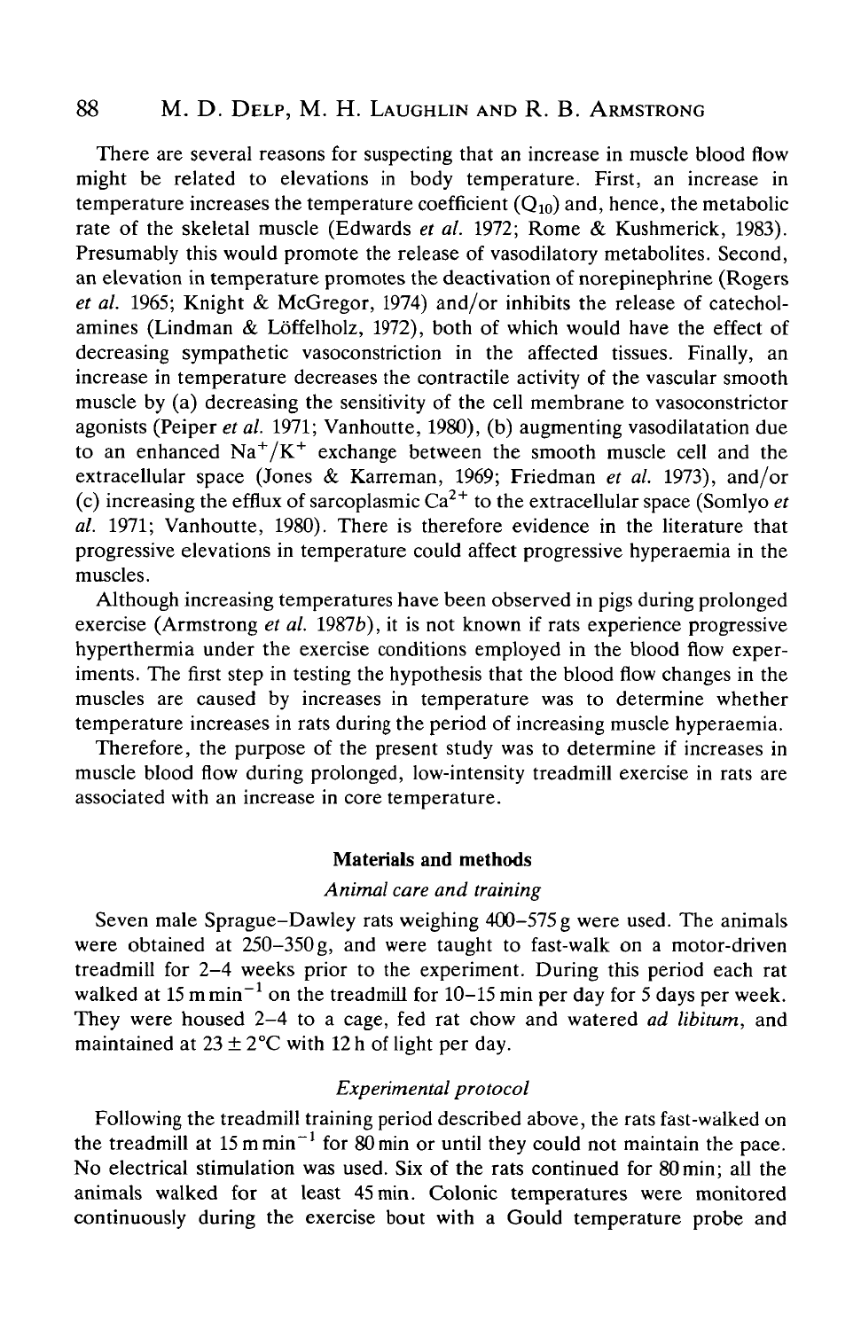There are several reasons for suspecting that an increase in muscle blood flow might be related to elevations in body temperature. First, an increase in temperature increases the temperature coefficient ($Q_{10}$) and, hence, the metabolic rate of the skeletal muscle (Edwards *et al.* 1972; Rome & Kushmerick, 1983). Presumably this would promote the release of vasodilatory metabolites. Second, an elevation in temperature promotes the deactivation of norepinephrine (Rogers *et al.* 1965; Knight & McGregor, 1974) and/or inhibits the release of catecholamines (Lindman & Löffelholz, 1972), both of which would have the effect of decreasing sympathetic vasoconstriction in the affected tissues. Finally, an increase in temperature decreases the contractile activity of the vascular smooth muscle by (a) decreasing the sensitivity of the cell membrane to vasoconstrictor agonists (Peiper *et al.* 1971; Vanhoutte, 1980), (b) augmenting vasodilatation due to an enhanced $Na^+/K^+$ exchange between the smooth muscle cell and the extracellular space (Jones & Karreman, 1969; Friedman *et al.* 1973), and/or (c) increasing the efflux of sarcoplasmic $Ca^{2+}$ to the extracellular space (Somlyo *et al.* 1971; Vanhoutte, 1980). There is therefore evidence in the literature that progressive elevations in temperature could affect progressive hyperaemia in the muscles.

Although increasing temperatures have been observed in pigs during prolonged exercise (Armstrong *et al.* 1987*b*), it is not known if rats experience progressive hyperthermia under the exercise conditions employed in the blood flow experiments. The first step in testing the hypothesis that the blood flow changes in the muscles are caused by increases in temperature was to determine whether temperature increases in rats during the period of increasing muscle hyperaemia.

Therefore, the purpose of the present study was to determine if increases in muscle blood flow during prolonged, low-intensity treadmill exercise in rats are associated with an increase in core temperature.

## Materials and methods

### *Animal care and training*

Seven male Sprague–Dawley rats weighing 400–575 g were used. The animals were obtained at 250–350 g, and were taught to fast-walk on a motor-driven treadmill for 2–4 weeks prior to the experiment. During this period each rat walked at 15 m $min^{-1}$ on the treadmill for 10–15 min per day for 5 days per week. They were housed 2–4 to a cage, fed rat chow and watered *ad libitum*, and maintained at $23 \pm 2$°C with 12 h of light per day.

### *Experimental protocol*

Following the treadmill training period described above, the rats fast-walked on the treadmill at 15 m $min^{-1}$ for 80 min or until they could not maintain the pace. No electrical stimulation was used. Six of the rats continued for 80 min; all the animals walked for at least 45 min. Colonic temperatures were monitored continuously during the exercise bout with a Gould temperature probe and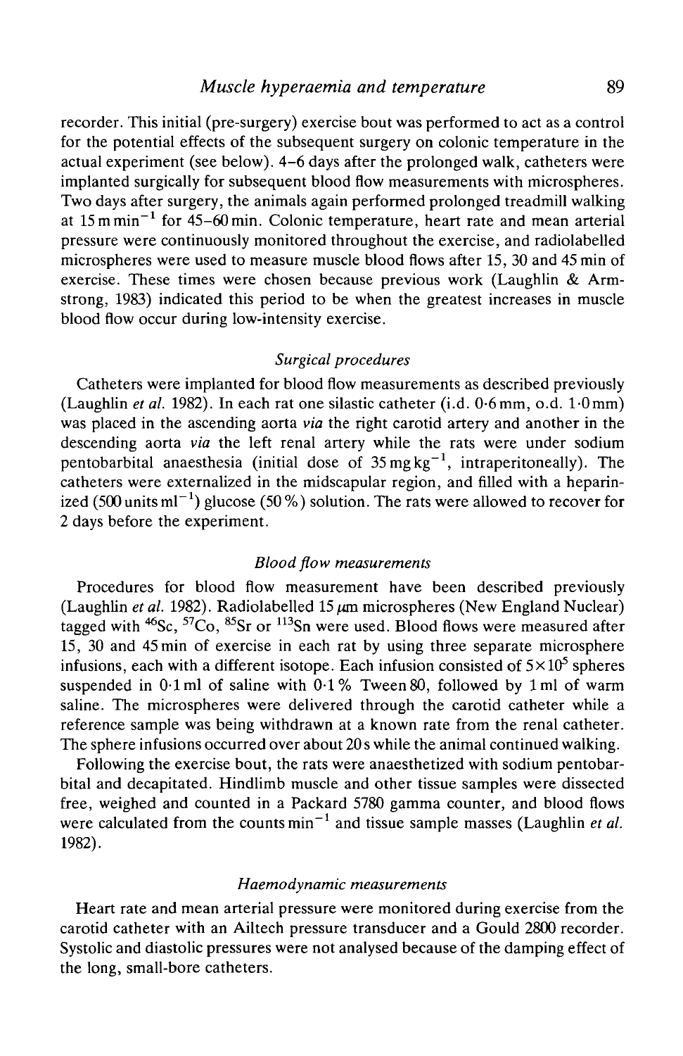recorder. This initial (pre-surgery) exercise bout was performed to act as a control for the potential effects of the subsequent surgery on colonic temperature in the actual experiment (see below). 4–6 days after the prolonged walk, catheters were implanted surgically for subsequent blood flow measurements with microspheres. Two days after surgery, the animals again performed prolonged treadmill walking at 15 m min$^{-1}$ for 45–60 min. Colonic temperature, heart rate and mean arterial pressure were continuously monitored throughout the exercise, and radiolabelled microspheres were used to measure muscle blood flows after 15, 30 and 45 min of exercise. These times were chosen because previous work (Laughlin & Armstrong, 1983) indicated this period to be when the greatest increases in muscle blood flow occur during low-intensity exercise.

### *Surgical procedures*

Catheters were implanted for blood flow measurements as described previously (Laughlin *et al.* 1982). In each rat one silastic catheter (i.d. 0·6 mm, o.d. 1·0 mm) was placed in the ascending aorta *via* the right carotid artery and another in the descending aorta *via* the left renal artery while the rats were under sodium pentobarbital anaesthesia (initial dose of 35 mg kg$^{-1}$, intraperitoneally). The catheters were externalized in the midscapular region, and filled with a heparinized (500 units ml$^{-1}$) glucose (50 %) solution. The rats were allowed to recover for 2 days before the experiment.

### *Blood flow measurements*

Procedures for blood flow measurement have been described previously (Laughlin *et al.* 1982). Radiolabelled 15 $\mu$m microspheres (New England Nuclear) tagged with $^{46}$Sc, $^{57}$Co, $^{85}$Sr or $^{113}$Sn were used. Blood flows were measured after 15, 30 and 45 min of exercise in each rat by using three separate microsphere infusions, each with a different isotope. Each infusion consisted of $5\times10^5$ spheres suspended in 0·1 ml of saline with 0·1 % Tween 80, followed by 1 ml of warm saline. The microspheres were delivered through the carotid catheter while a reference sample was being withdrawn at a known rate from the renal catheter. The sphere infusions occurred over about 20 s while the animal continued walking.

Following the exercise bout, the rats were anaesthetized with sodium pentobarbital and decapitated. Hindlimb muscle and other tissue samples were dissected free, weighed and counted in a Packard 5780 gamma counter, and blood flows were calculated from the counts min$^{-1}$ and tissue sample masses (Laughlin *et al.* 1982).

### *Haemodynamic measurements*

Heart rate and mean arterial pressure were monitored during exercise from the carotid catheter with an Ailtech pressure transducer and a Gould 2800 recorder. Systolic and diastolic pressures were not analysed because of the damping effect of the long, small-bore catheters.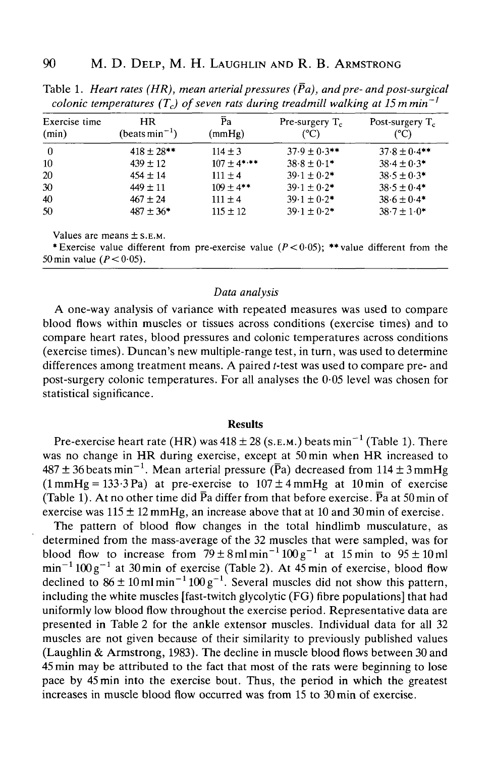Table 1. *Heart rates (HR), mean arterial pressures ($\bar{P}a$), and pre- and post-surgical colonic temperatures ($T_c$) of seven rats during treadmill walking at 15 m min$^{-1}$*

| Exercise time (min) | HR (beats min$^{-1}$) | $\bar{P}a$ (mmHg) | Pre-surgery $T_c$ (°C) | Post-surgery $T_c$ (°C) |
|---|---|---|---|---|
| 0 | 418 ± 28** | 114 ± 3 | 37·9 ± 0·3** | 37·8 ± 0·4** |
| 10 | 439 ± 12 | 107 ± 4*,** | 38·8 ± 0·1* | 38·4 ± 0·3* |
| 20 | 454 ± 14 | 111 ± 4 | 39·1 ± 0·2* | 38·5 ± 0·3* |
| 30 | 449 ± 11 | 109 ± 4** | 39·1 ± 0·2* | 38·5 ± 0·4* |
| 40 | 467 ± 24 | 111 ± 4 | 39·1 ± 0·2* | 38·6 ± 0·4* |
| 50 | 487 ± 36* | 115 ± 12 | 39·1 ± 0·2* | 38·7 ± 1·0* |

Values are means ± S.E.M.

* Exercise value different from pre-exercise value ($P < 0.05$); ** value different from the 50 min value ($P < 0.05$).

### Data analysis

A one-way analysis of variance with repeated measures was used to compare blood flows within muscles or tissues across conditions (exercise times) and to compare heart rates, blood pressures and colonic temperatures across conditions (exercise times). Duncan's new multiple-range test, in turn, was used to determine differences among treatment means. A paired $t$-test was used to compare pre- and post-surgery colonic temperatures. For all analyses the 0·05 level was chosen for statistical significance.

## Results

Pre-exercise heart rate (HR) was 418 ± 28 (S.E.M.) beats min$^{-1}$ (Table 1). There was no change in HR during exercise, except at 50 min when HR increased to 487 ± 36 beats min$^{-1}$. Mean arterial pressure ($\bar{P}a$) decreased from 114 ± 3 mmHg (1 mmHg = 133·3 Pa) at pre-exercise to 107 ± 4 mmHg at 10 min of exercise (Table 1). At no other time did $\bar{P}a$ differ from that before exercise. $\bar{P}a$ at 50 min of exercise was 115 ± 12 mmHg, an increase above that at 10 and 30 min of exercise.

The pattern of blood flow changes in the total hindlimb musculature, as determined from the mass-average of the 32 muscles that were sampled, was for blood flow to increase from 79 ± 8 ml min$^{-1}$ 100 g$^{-1}$ at 15 min to 95 ± 10 ml min$^{-1}$ 100 g$^{-1}$ at 30 min of exercise (Table 2). At 45 min of exercise, blood flow declined to 86 ± 10 ml min$^{-1}$ 100 g$^{-1}$. Several muscles did not show this pattern, including the white muscles [fast-twitch glycolytic (FG) fibre populations] that had uniformly low blood flow throughout the exercise period. Representative data are presented in Table 2 for the ankle extensor muscles. Individual data for all 32 muscles are not given because of their similarity to previously published values (Laughlin & Armstrong, 1983). The decline in muscle blood flows between 30 and 45 min may be attributed to the fact that most of the rats were beginning to lose pace by 45 min into the exercise bout. Thus, the period in which the greatest increases in muscle blood flow occurred was from 15 to 30 min of exercise.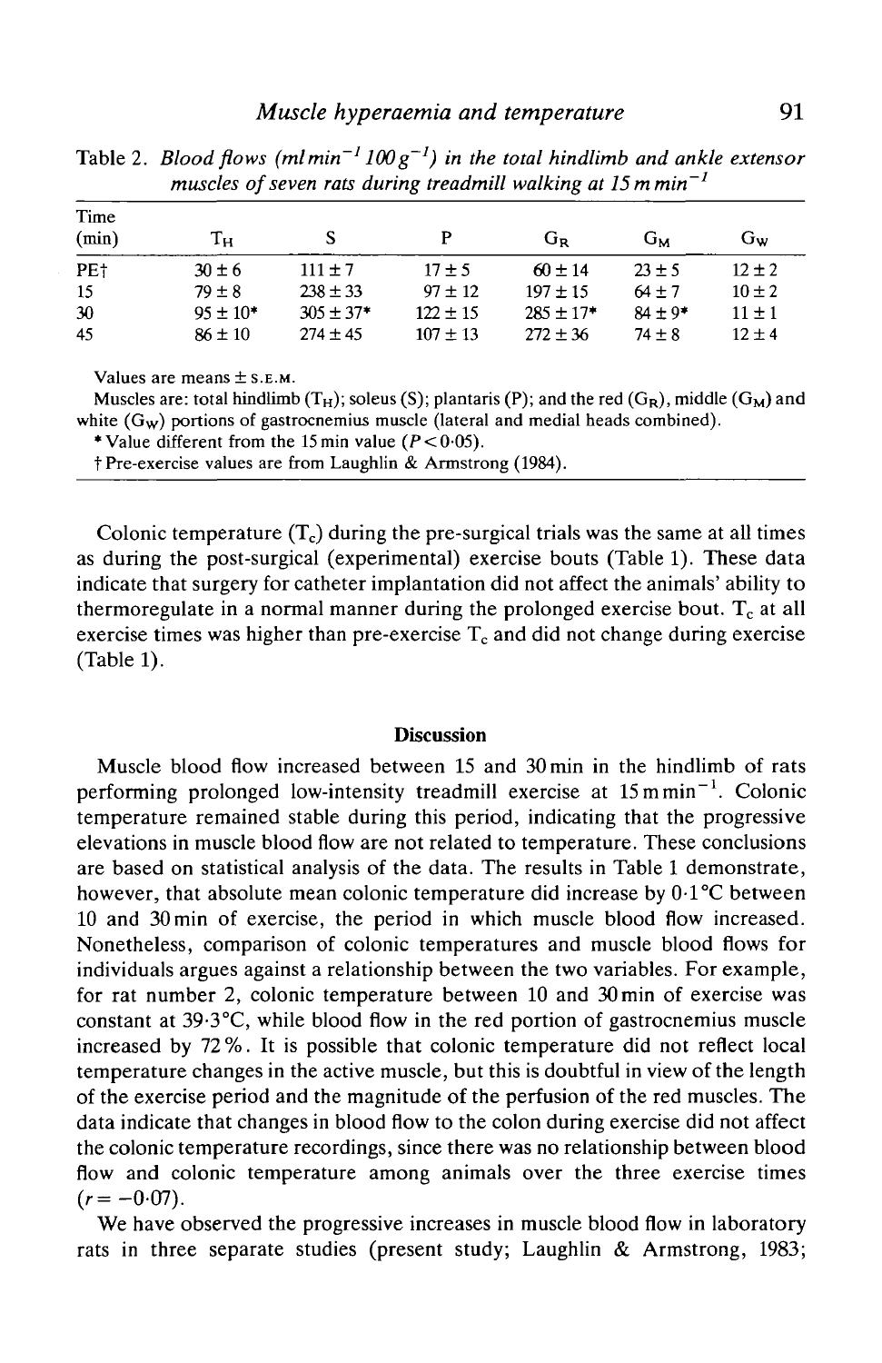Table 2. *Blood flows (ml min$^{-1}$ 100 g$^{-1}$) in the total hindlimb and ankle extensor muscles of seven rats during treadmill walking at 15 m min$^{-1}$*

| Time (min) | $T_H$ | S | P | $G_R$ | $G_M$ | $G_W$ |
|---|---|---|---|---|---|---|
| PE† | 30 ± 6 | 111 ± 7 | 17 ± 5 | 60 ± 14 | 23 ± 5 | 12 ± 2 |
| 15 | 79 ± 8 | 238 ± 33 | 97 ± 12 | 197 ± 15 | 64 ± 7 | 10 ± 2 |
| 30 | 95 ± 10* | 305 ± 37* | 122 ± 15 | 285 ± 17* | 84 ± 9* | 11 ± 1 |
| 45 | 86 ± 10 | 274 ± 45 | 107 ± 13 | 272 ± 36 | 74 ± 8 | 12 ± 4 |

Values are means ± S.E.M.

Muscles are: total hindlimb ($T_H$); soleus (S); plantaris (P); and the red ($G_R$), middle ($G_M$) and white ($G_W$) portions of gastrocnemius muscle (lateral and medial heads combined).

* Value different from the 15 min value ($P < 0.05$).

† Pre-exercise values are from Laughlin & Armstrong (1984).

Colonic temperature ($T_c$) during the pre-surgical trials was the same at all times as during the post-surgical (experimental) exercise bouts (Table 1). These data indicate that surgery for catheter implantation did not affect the animals' ability to thermoregulate in a normal manner during the prolonged exercise bout. $T_c$ at all exercise times was higher than pre-exercise $T_c$ and did not change during exercise (Table 1).

## Discussion

Muscle blood flow increased between 15 and 30 min in the hindlimb of rats performing prolonged low-intensity treadmill exercise at 15 m min$^{-1}$. Colonic temperature remained stable during this period, indicating that the progressive elevations in muscle blood flow are not related to temperature. These conclusions are based on statistical analysis of the data. The results in Table 1 demonstrate, however, that absolute mean colonic temperature did increase by 0·1 °C between 10 and 30 min of exercise, the period in which muscle blood flow increased. Nonetheless, comparison of colonic temperatures and muscle blood flows for individuals argues against a relationship between the two variables. For example, for rat number 2, colonic temperature between 10 and 30 min of exercise was constant at 39·3 °C, while blood flow in the red portion of gastrocnemius muscle increased by 72 %. It is possible that colonic temperature did not reflect local temperature changes in the active muscle, but this is doubtful in view of the length of the exercise period and the magnitude of the perfusion of the red muscles. The data indicate that changes in blood flow to the colon during exercise did not affect the colonic temperature recordings, since there was no relationship between blood flow and colonic temperature among animals over the three exercise times ($r = -0.07$).

We have observed the progressive increases in muscle blood flow in laboratory rats in three separate studies (present study; Laughlin & Armstrong, 1983;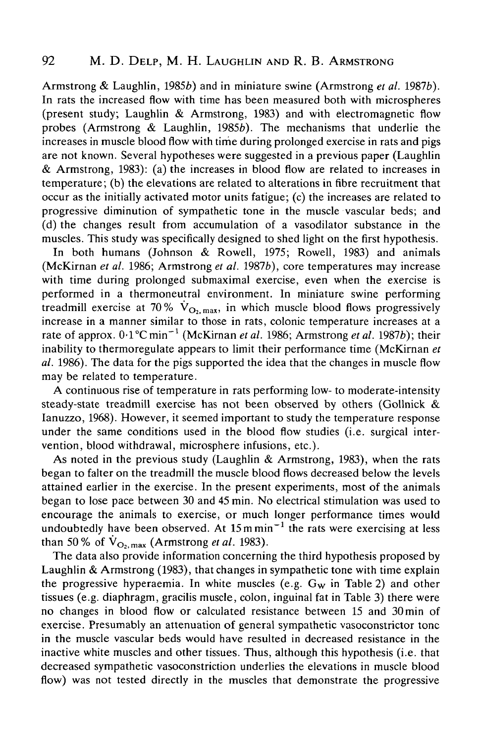Armstrong & Laughlin, 1985*b*) and in miniature swine (Armstrong *et al.* 1987*b*). In rats the increased flow with time has been measured both with microspheres (present study; Laughlin & Armstrong, 1983) and with electromagnetic flow probes (Armstrong & Laughlin, 1985*b*). The mechanisms that underlie the increases in muscle blood flow with time during prolonged exercise in rats and pigs are not known. Several hypotheses were suggested in a previous paper (Laughlin & Armstrong, 1983): (a) the increases in blood flow are related to increases in temperature; (b) the elevations are related to alterations in fibre recruitment that occur as the initially activated motor units fatigue; (c) the increases are related to progressive diminution of sympathetic tone in the muscle vascular beds; and (d) the changes result from accumulation of a vasodilator substance in the muscles. This study was specifically designed to shed light on the first hypothesis.

In both humans (Johnson & Rowell, 1975; Rowell, 1983) and animals (McKirnan *et al.* 1986; Armstrong *et al.* 1987*b*), core temperatures may increase with time during prolonged submaximal exercise, even when the exercise is performed in a thermoneutral environment. In miniature swine performing treadmill exercise at 70 % $\dot{V}_{O_2,max}$, in which muscle blood flows progressively increase in a manner similar to those in rats, colonic temperature increases at a rate of approx. 0·1 °C min$^{-1}$ (McKirnan *et al.* 1986; Armstrong *et al.* 1987*b*); their inability to thermoregulate appears to limit their performance time (McKirnan *et al.* 1986). The data for the pigs supported the idea that the changes in muscle flow may be related to temperature.

A continuous rise of temperature in rats performing low- to moderate-intensity steady-state treadmill exercise has not been observed by others (Gollnick & Ianuzzo, 1968). However, it seemed important to study the temperature response under the same conditions used in the blood flow studies (i.e. surgical intervention, blood withdrawal, microsphere infusions, etc.).

As noted in the previous study (Laughlin & Armstrong, 1983), when the rats began to falter on the treadmill the muscle blood flows decreased below the levels attained earlier in the exercise. In the present experiments, most of the animals began to lose pace between 30 and 45 min. No electrical stimulation was used to encourage the animals to exercise, or much longer performance times would undoubtedly have been observed. At 15 m min$^{-1}$ the rats were exercising at less than 50 % of $\dot{V}_{O_2,max}$ (Armstrong *et al.* 1983).

The data also provide information concerning the third hypothesis proposed by Laughlin & Armstrong (1983), that changes in sympathetic tone with time explain the progressive hyperaemia. In white muscles (e.g. $G_W$ in Table 2) and other tissues (e.g. diaphragm, gracilis muscle, colon, inguinal fat in Table 3) there were no changes in blood flow or calculated resistance between 15 and 30 min of exercise. Presumably an attenuation of general sympathetic vasoconstrictor tone in the muscle vascular beds would have resulted in decreased resistance in the inactive white muscles and other tissues. Thus, although this hypothesis (i.e. that decreased sympathetic vasoconstriction underlies the elevations in muscle blood flow) was not tested directly in the muscles that demonstrate the progressive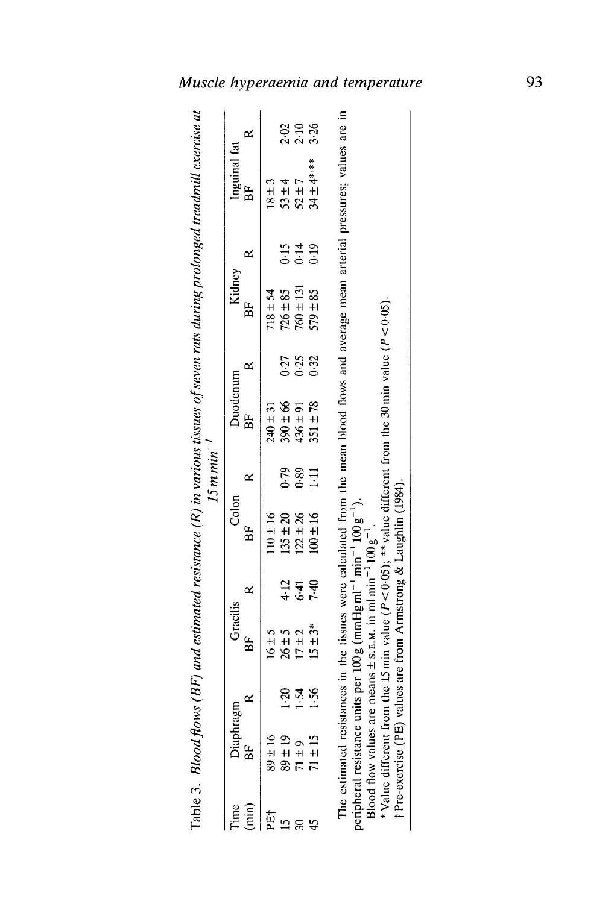Table 3. *Blood flows (BF) and estimated resistance (R) in various tissues of seven rats during prolonged treadmill exercise at 15 m min$^{-1}$*

| Time (min) | Diaphragm BF | Diaphragm R | Gracilis BF | Gracilis R | Colon BF | Colon R | Duodenum BF | Duodenum R | Kidney BF | Kidney R | Inguinal fat BF | Inguinal fat R |
|---|---|---|---|---|---|---|---|---|---|---|---|---|
| PE† | 89 ± 16 | | 16 ± 5 | | 110 ± 16 | | 240 ± 31 | | 718 ± 54 | | 18 ± 3 | |
| 15 | 89 ± 19 | 1·20 | 26 ± 5 | 4·12 | 135 ± 20 | 0·79 | 390 ± 66 | 0·27 | 726 ± 85 | 0·15 | 53 ± 4 | 2·02 |
| 30 | 71 ± 9 | 1·54 | 17 ± 2 | 6·41 | 122 ± 26 | 0·89 | 436 ± 91 | 0·25 | 760 ± 131 | 0·14 | 52 ± 7 | 2·10 |
| 45 | 71 ± 15 | 1·56 | 15 ± 3* | 7·40 | 100 ± 16 | 1·11 | 351 ± 78 | 0·32 | 579 ± 85 | 0·19 | 34 ± 4*,** | 3·26 |

The estimated resistances in the tissues were calculated from the mean blood flows and average mean arterial pressures; values are in peripheral resistance units per 100 g (mmHg ml$^{-1}$ min$^{-1}$ 100 g$^{-1}$).

Blood flow values are means ± S.E.M. in ml min$^{-1}$ 100 g$^{-1}$.

* Value different from the 15 min value ($P < 0·05$); ** value different from the 30 min value ($P < 0·05$).

† Pre-exercise (PE) values are from Armstrong & Laughlin (1984).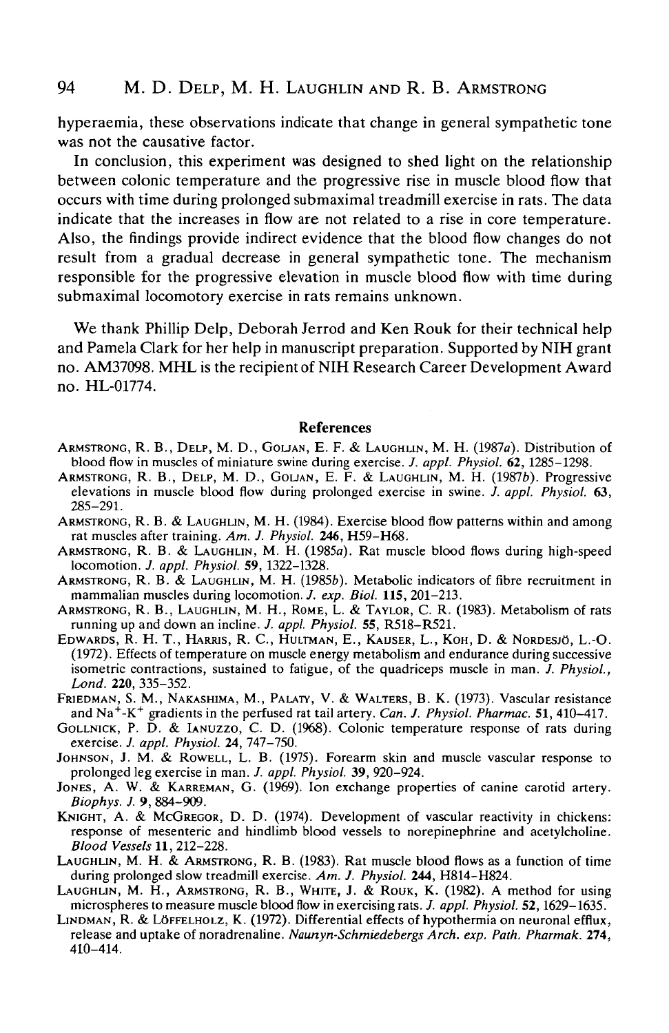hyperaemia, these observations indicate that change in general sympathetic tone was not the causative factor.

In conclusion, this experiment was designed to shed light on the relationship between colonic temperature and the progressive rise in muscle blood flow that occurs with time during prolonged submaximal treadmill exercise in rats. The data indicate that the increases in flow are not related to a rise in core temperature. Also, the findings provide indirect evidence that the blood flow changes do not result from a gradual decrease in general sympathetic tone. The mechanism responsible for the progressive elevation in muscle blood flow with time during submaximal locomotory exercise in rats remains unknown.

We thank Phillip Delp, Deborah Jerrod and Ken Rouk for their technical help and Pamela Clark for her help in manuscript preparation. Supported by NIH grant no. AM37098. MHL is the recipient of NIH Research Career Development Award no. HL-01774.

## References

Armstrong, R. B., Delp, M. D., Goljan, E. F. & Laughlin, M. H. (1987*a*). Distribution of blood flow in muscles of miniature swine during exercise. *J. appl. Physiol.* **62**, 1285–1298.

Armstrong, R. B., Delp, M. D., Goljan, E. F. & Laughlin, M. H. (1987*b*). Progressive elevations in muscle blood flow during prolonged exercise in swine. *J. appl. Physiol.* **63**, 285–291.

Armstrong, R. B. & Laughlin, M. H. (1984). Exercise blood flow patterns within and among rat muscles after training. *Am. J. Physiol.* **246**, H59–H68.

Armstrong, R. B. & Laughlin, M. H. (1985*a*). Rat muscle blood flows during high-speed locomotion. *J. appl. Physiol.* **59**, 1322–1328.

Armstrong, R. B. & Laughlin, M. H. (1985*b*). Metabolic indicators of fibre recruitment in mammalian muscles during locomotion. *J. exp. Biol.* **115**, 201–213.

Armstrong, R. B., Laughlin, M. H., Rome, L. & Taylor, C. R. (1983). Metabolism of rats running up and down an incline. *J. appl. Physiol.* **55**, R518–R521.

Edwards, R. H. T., Harris, R. C., Hultman, E., Kaijser, L., Koh, D. & Nordesjö, L.-O. (1972). Effects of temperature on muscle energy metabolism and endurance during successive isometric contractions, sustained to fatigue, of the quadriceps muscle in man. *J. Physiol., Lond.* **220**, 335–352.

Friedman, S. M., Nakashima, M., Palaty, V. & Walters, B. K. (1973). Vascular resistance and $Na^+$-$K^+$ gradients in the perfused rat tail artery. *Can. J. Physiol. Pharmac.* **51**, 410–417.

Gollnick, P. D. & Ianuzzo, C. D. (1968). Colonic temperature response of rats during exercise. *J. appl. Physiol.* **24**, 747–750.

Johnson, J. M. & Rowell, L. B. (1975). Forearm skin and muscle vascular response to prolonged leg exercise in man. *J. appl. Physiol.* **39**, 920–924.

Jones, A. W. & Karreman, G. (1969). Ion exchange properties of canine carotid artery. *Biophys. J.* **9**, 884–909.

Knight, A. & McGregor, D. D. (1974). Development of vascular reactivity in chickens: response of mesenteric and hindlimb blood vessels to norepinephrine and acetylcholine. *Blood Vessels* **11**, 212–228.

Laughlin, M. H. & Armstrong, R. B. (1983). Rat muscle blood flows as a function of time during prolonged slow treadmill exercise. *Am. J. Physiol.* **244**, H814–H824.

Laughlin, M. H., Armstrong, R. B., White, J. & Rouk, K. (1982). A method for using microspheres to measure muscle blood flow in exercising rats. *J. appl. Physiol.* **52**, 1629–1635.

Lindman, R. & Löffelholz, K. (1972). Differential effects of hypothermia on neuronal efflux, release and uptake of noradrenaline. *Naunyn-Schmiedebergs Arch. exp. Path. Pharmak.* **274**, 410–414.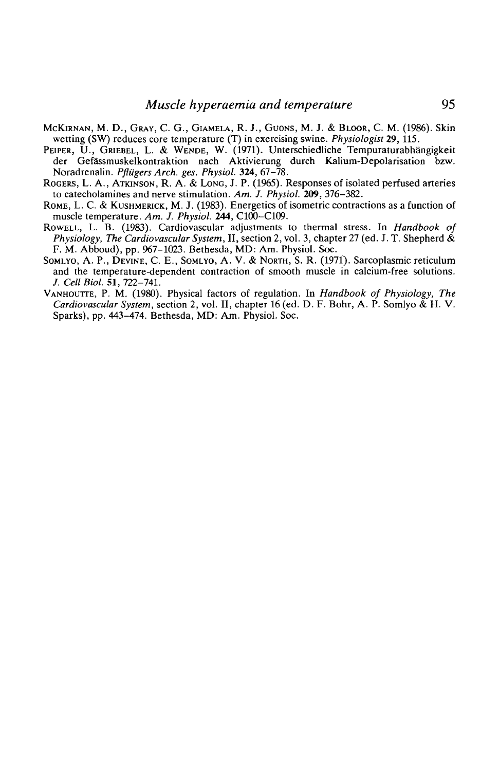McKirnan, M. D., Gray, C. G., Giamela, R. J., Guons, M. J. & Bloor, C. M. (1986). Skin wetting (SW) reduces core temperature (T) in exercising swine. *Physiologist* **29**, 115.

Peiper, U., Griebel, L. & Wende, W. (1971). Unterschiedliche Tempuraturabhängigkeit der Gefässmuskelkontraktion nach Aktivierung durch Kalium-Depolarisation bzw. Noradrenalin. *Pflügers Arch. ges. Physiol.* **324**, 67–78.

Rogers, L. A., Atkinson, R. A. & Long, J. P. (1965). Responses of isolated perfused arteries to catecholamines and nerve stimulation. *Am. J. Physiol.* **209**, 376–382.

Rome, L. C. & Kushmerick, M. J. (1983). Energetics of isometric contractions as a function of muscle temperature. *Am. J. Physiol.* **244**, C100–C109.

Rowell, L. B. (1983). Cardiovascular adjustments to thermal stress. In *Handbook of Physiology, The Cardiovascular System*, II, section 2, vol. 3, chapter 27 (ed. J. T. Shepherd & F. M. Abboud), pp. 967–1023. Bethesda, MD: Am. Physiol. Soc.

Somlyo, A. P., Devine, C. E., Somlyo, A. V. & North, S. R. (1971). Sarcoplasmic reticulum and the temperature-dependent contraction of smooth muscle in calcium-free solutions. *J. Cell Biol.* **51**, 722–741.

Vanhoutte, P. M. (1980). Physical factors of regulation. In *Handbook of Physiology, The Cardiovascular System*, section 2, vol. II, chapter 16 (ed. D. F. Bohr, A. P. Somlyo & H. V. Sparks), pp. 443–474. Bethesda, MD: Am. Physiol. Soc.